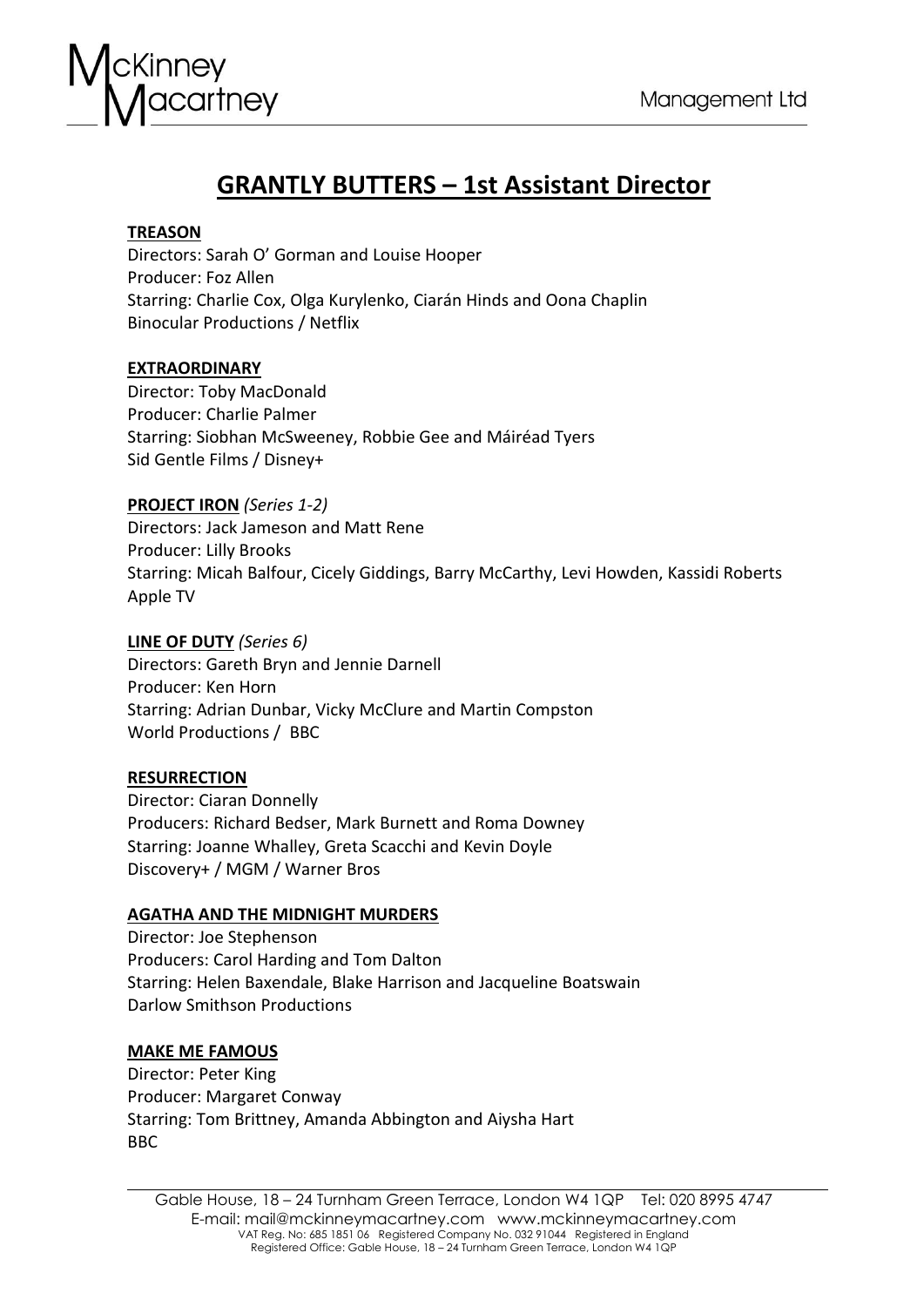# GRANTLY BUTTERS – 1st Assistant Director

**TREASON**
Directors: Sarah O' Gorman and Louise Hooper
Producer: Foz Allen
Starring: Charlie Cox, Olga Kurylenko, Ciarán Hinds and Oona Chaplin
Binocular Productions / Netflix

**EXTRAORDINARY**
Director: Toby MacDonald
Producer: Charlie Palmer
Starring: Siobhan McSweeney, Robbie Gee and Máiréad Tyers
Sid Gentle Films / Disney+

**PROJECT IRON** *(Series 1-2)*
Directors: Jack Jameson and Matt Rene
Producer: Lilly Brooks
Starring: Micah Balfour, Cicely Giddings, Barry McCarthy, Levi Howden, Kassidi Roberts
Apple TV

**LINE OF DUTY** *(Series 6)*
Directors: Gareth Bryn and Jennie Darnell
Producer: Ken Horn
Starring: Adrian Dunbar, Vicky McClure and Martin Compston
World Productions / BBC

**RESURRECTION**
Director: Ciaran Donnelly
Producers: Richard Bedser, Mark Burnett and Roma Downey
Starring: Joanne Whalley, Greta Scacchi and Kevin Doyle
Discovery+ / MGM / Warner Bros

**AGATHA AND THE MIDNIGHT MURDERS**
Director: Joe Stephenson
Producers: Carol Harding and Tom Dalton
Starring: Helen Baxendale, Blake Harrison and Jacqueline Boatswain
Darlow Smithson Productions

**MAKE ME FAMOUS**
Director: Peter King
Producer: Margaret Conway
Starring: Tom Brittney, Amanda Abbington and Aiysha Hart
BBC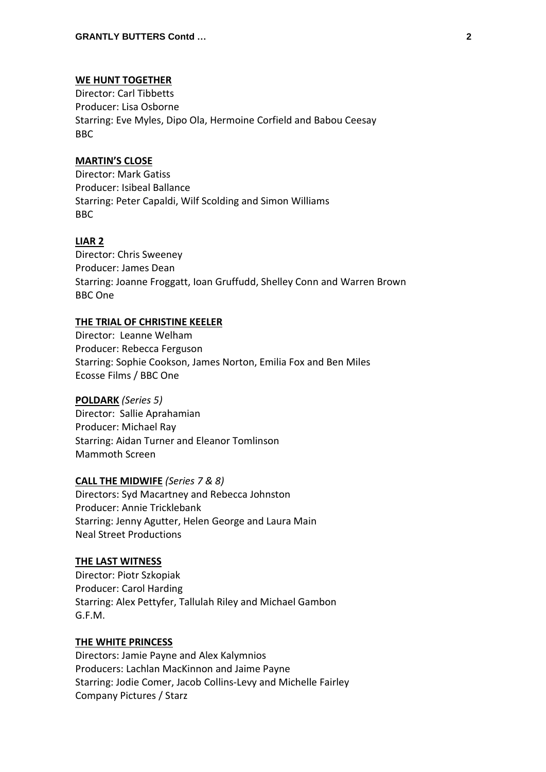**<u>WE HUNT TOGETHER</u>**
Director: Carl Tibbetts
Producer: Lisa Osborne
Starring: Eve Myles, Dipo Ola, Hermoine Corfield and Babou Ceesay
BBC

**<u>MARTIN'S CLOSE</u>**
Director: Mark Gatiss
Producer: Isibeal Ballance
Starring: Peter Capaldi, Wilf Scolding and Simon Williams
BBC

**<u>LIAR 2</u>**
Director: Chris Sweeney
Producer: James Dean
Starring: Joanne Froggatt, Ioan Gruffudd, Shelley Conn and Warren Brown
BBC One

**<u>THE TRIAL OF CHRISTINE KEELER</u>**
Director: Leanne Welham
Producer: Rebecca Ferguson
Starring: Sophie Cookson, James Norton, Emilia Fox and Ben Miles
Ecosse Films / BBC One

**<u>POLDARK</u>** *(Series 5)*
Director: Sallie Aprahamian
Producer: Michael Ray
Starring: Aidan Turner and Eleanor Tomlinson
Mammoth Screen

**<u>CALL THE MIDWIFE</u>** *(Series 7 & 8)*
Directors: Syd Macartney and Rebecca Johnston
Producer: Annie Tricklebank
Starring: Jenny Agutter, Helen George and Laura Main
Neal Street Productions

**<u>THE LAST WITNESS</u>**
Director: Piotr Szkopiak
Producer: Carol Harding
Starring: Alex Pettyfer, Tallulah Riley and Michael Gambon
G.F.M.

**<u>THE WHITE PRINCESS</u>**
Directors: Jamie Payne and Alex Kalymnios
Producers: Lachlan MacKinnon and Jaime Payne
Starring: Jodie Comer, Jacob Collins-Levy and Michelle Fairley
Company Pictures / Starz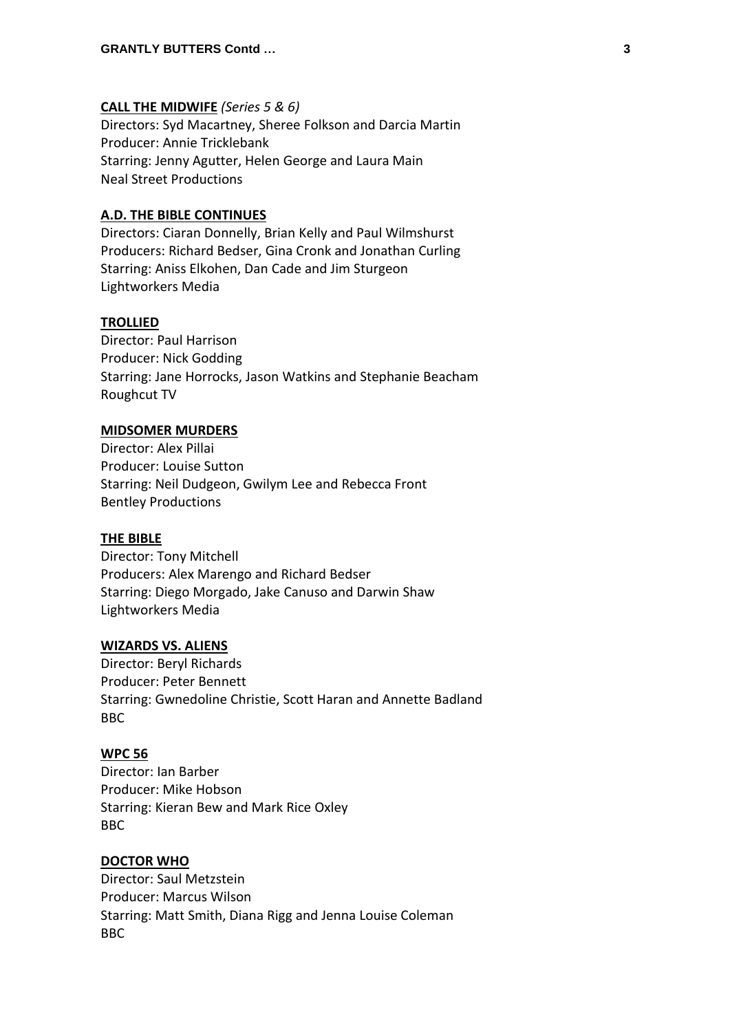**CALL THE MIDWIFE** *(Series 5 & 6)*
Directors: Syd Macartney, Sheree Folkson and Darcia Martin
Producer: Annie Tricklebank
Starring: Jenny Agutter, Helen George and Laura Main
Neal Street Productions

**A.D. THE BIBLE CONTINUES**
Directors: Ciaran Donnelly, Brian Kelly and Paul Wilmshurst
Producers: Richard Bedser, Gina Cronk and Jonathan Curling
Starring: Aniss Elkohen, Dan Cade and Jim Sturgeon
Lightworkers Media

**TROLLIED**
Director: Paul Harrison
Producer: Nick Godding
Starring: Jane Horrocks, Jason Watkins and Stephanie Beacham
Roughcut TV

**MIDSOMER MURDERS**
Director: Alex Pillai
Producer: Louise Sutton
Starring: Neil Dudgeon, Gwilym Lee and Rebecca Front
Bentley Productions

**THE BIBLE**
Director: Tony Mitchell
Producers: Alex Marengo and Richard Bedser
Starring: Diego Morgado, Jake Canuso and Darwin Shaw
Lightworkers Media

**WIZARDS VS. ALIENS**
Director: Beryl Richards
Producer: Peter Bennett
Starring: Gwnedoline Christie, Scott Haran and Annette Badland
BBC

**WPC 56**
Director: Ian Barber
Producer: Mike Hobson
Starring: Kieran Bew and Mark Rice Oxley
BBC

**DOCTOR WHO**
Director: Saul Metzstein
Producer: Marcus Wilson
Starring: Matt Smith, Diana Rigg and Jenna Louise Coleman
BBC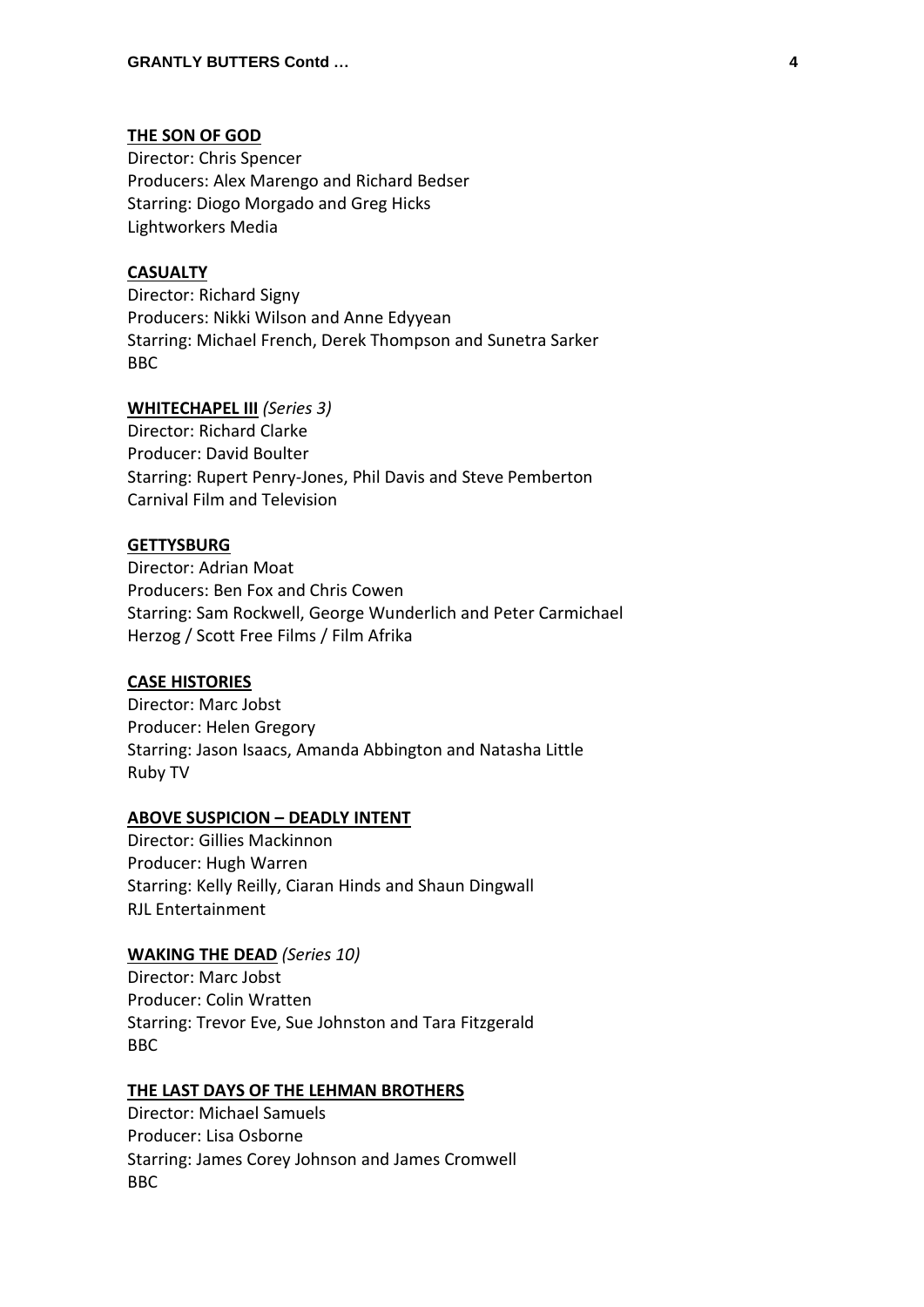**THE SON OF GOD**
Director: Chris Spencer
Producers: Alex Marengo and Richard Bedser
Starring: Diogo Morgado and Greg Hicks
Lightworkers Media

**CASUALTY**
Director: Richard Signy
Producers: Nikki Wilson and Anne Edyyean
Starring: Michael French, Derek Thompson and Sunetra Sarker
BBC

**WHITECHAPEL III** *(Series 3)*
Director: Richard Clarke
Producer: David Boulter
Starring: Rupert Penry-Jones, Phil Davis and Steve Pemberton
Carnival Film and Television

**GETTYSBURG**
Director: Adrian Moat
Producers: Ben Fox and Chris Cowen
Starring: Sam Rockwell, George Wunderlich and Peter Carmichael
Herzog / Scott Free Films / Film Afrika

**CASE HISTORIES**
Director: Marc Jobst
Producer: Helen Gregory
Starring: Jason Isaacs, Amanda Abbington and Natasha Little
Ruby TV

**ABOVE SUSPICION – DEADLY INTENT**
Director: Gillies Mackinnon
Producer: Hugh Warren
Starring: Kelly Reilly, Ciaran Hinds and Shaun Dingwall
RJL Entertainment

**WAKING THE DEAD** *(Series 10)*
Director: Marc Jobst
Producer: Colin Wratten
Starring: Trevor Eve, Sue Johnston and Tara Fitzgerald
BBC

**THE LAST DAYS OF THE LEHMAN BROTHERS**
Director: Michael Samuels
Producer: Lisa Osborne
Starring: James Corey Johnson and James Cromwell
BBC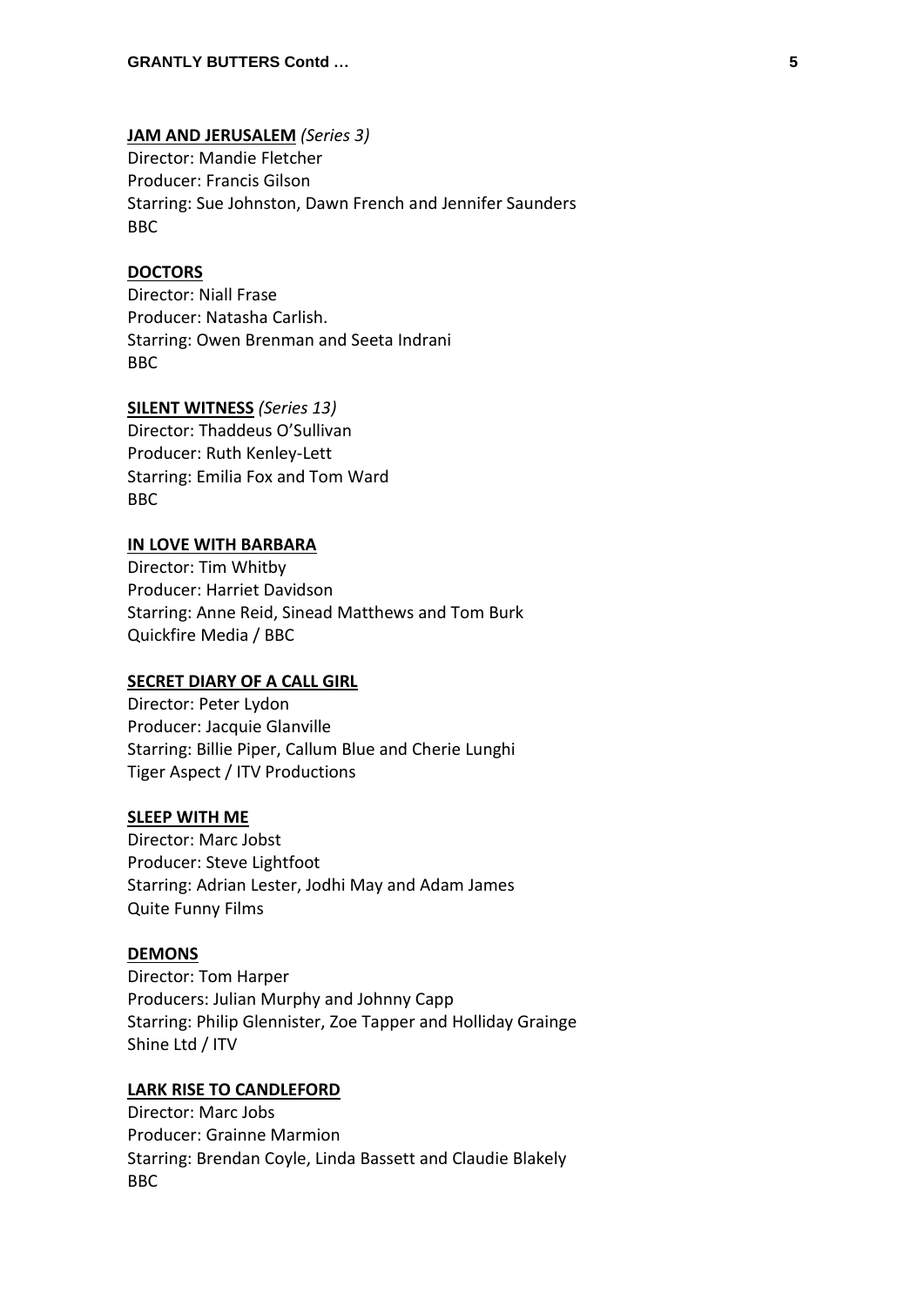**JAM AND JERUSALEM** *(Series 3)*
Director: Mandie Fletcher
Producer: Francis Gilson
Starring: Sue Johnston, Dawn French and Jennifer Saunders
BBC

**DOCTORS**
Director: Niall Frase
Producer: Natasha Carlish.
Starring: Owen Brenman and Seeta Indrani
BBC

**SILENT WITNESS** *(Series 13)*
Director: Thaddeus O'Sullivan
Producer: Ruth Kenley-Lett
Starring: Emilia Fox and Tom Ward
BBC

**IN LOVE WITH BARBARA**
Director: Tim Whitby
Producer: Harriet Davidson
Starring: Anne Reid, Sinead Matthews and Tom Burk
Quickfire Media / BBC

**SECRET DIARY OF A CALL GIRL**
Director: Peter Lydon
Producer: Jacquie Glanville
Starring: Billie Piper, Callum Blue and Cherie Lunghi
Tiger Aspect / ITV Productions

**SLEEP WITH ME**
Director: Marc Jobst
Producer: Steve Lightfoot
Starring: Adrian Lester, Jodhi May and Adam James
Quite Funny Films

**DEMONS**
Director: Tom Harper
Producers: Julian Murphy and Johnny Capp
Starring: Philip Glennister, Zoe Tapper and Holliday Grainge
Shine Ltd / ITV

**LARK RISE TO CANDLEFORD**
Director: Marc Jobs
Producer: Grainne Marmion
Starring: Brendan Coyle, Linda Bassett and Claudie Blakely
BBC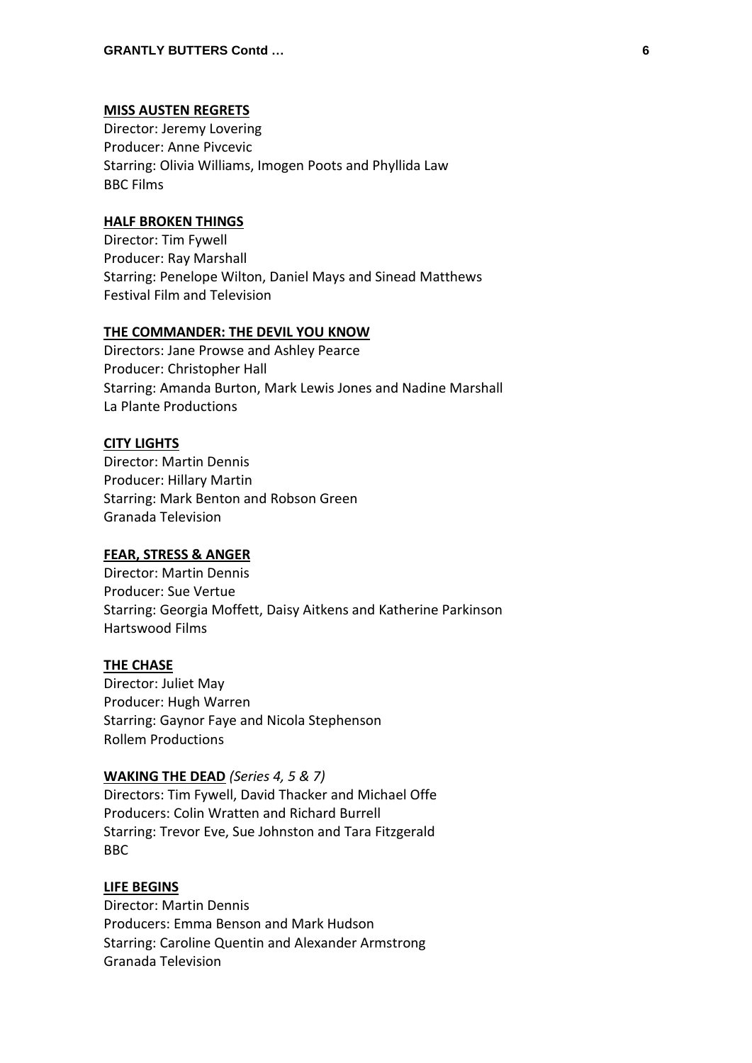**MISS AUSTEN REGRETS**
Director: Jeremy Lovering
Producer: Anne Pivcevic
Starring: Olivia Williams, Imogen Poots and Phyllida Law
BBC Films

**HALF BROKEN THINGS**
Director: Tim Fywell
Producer: Ray Marshall
Starring: Penelope Wilton, Daniel Mays and Sinead Matthews
Festival Film and Television

**THE COMMANDER: THE DEVIL YOU KNOW**
Directors: Jane Prowse and Ashley Pearce
Producer: Christopher Hall
Starring: Amanda Burton, Mark Lewis Jones and Nadine Marshall
La Plante Productions

**CITY LIGHTS**
Director: Martin Dennis
Producer: Hillary Martin
Starring: Mark Benton and Robson Green
Granada Television

**FEAR, STRESS & ANGER**
Director: Martin Dennis
Producer: Sue Vertue
Starring: Georgia Moffett, Daisy Aitkens and Katherine Parkinson
Hartswood Films

**THE CHASE**
Director: Juliet May
Producer: Hugh Warren
Starring: Gaynor Faye and Nicola Stephenson
Rollem Productions

**WAKING THE DEAD** *(Series 4, 5 & 7)*
Directors: Tim Fywell, David Thacker and Michael Offe
Producers: Colin Wratten and Richard Burrell
Starring: Trevor Eve, Sue Johnston and Tara Fitzgerald
BBC

**LIFE BEGINS**
Director: Martin Dennis
Producers: Emma Benson and Mark Hudson
Starring: Caroline Quentin and Alexander Armstrong
Granada Television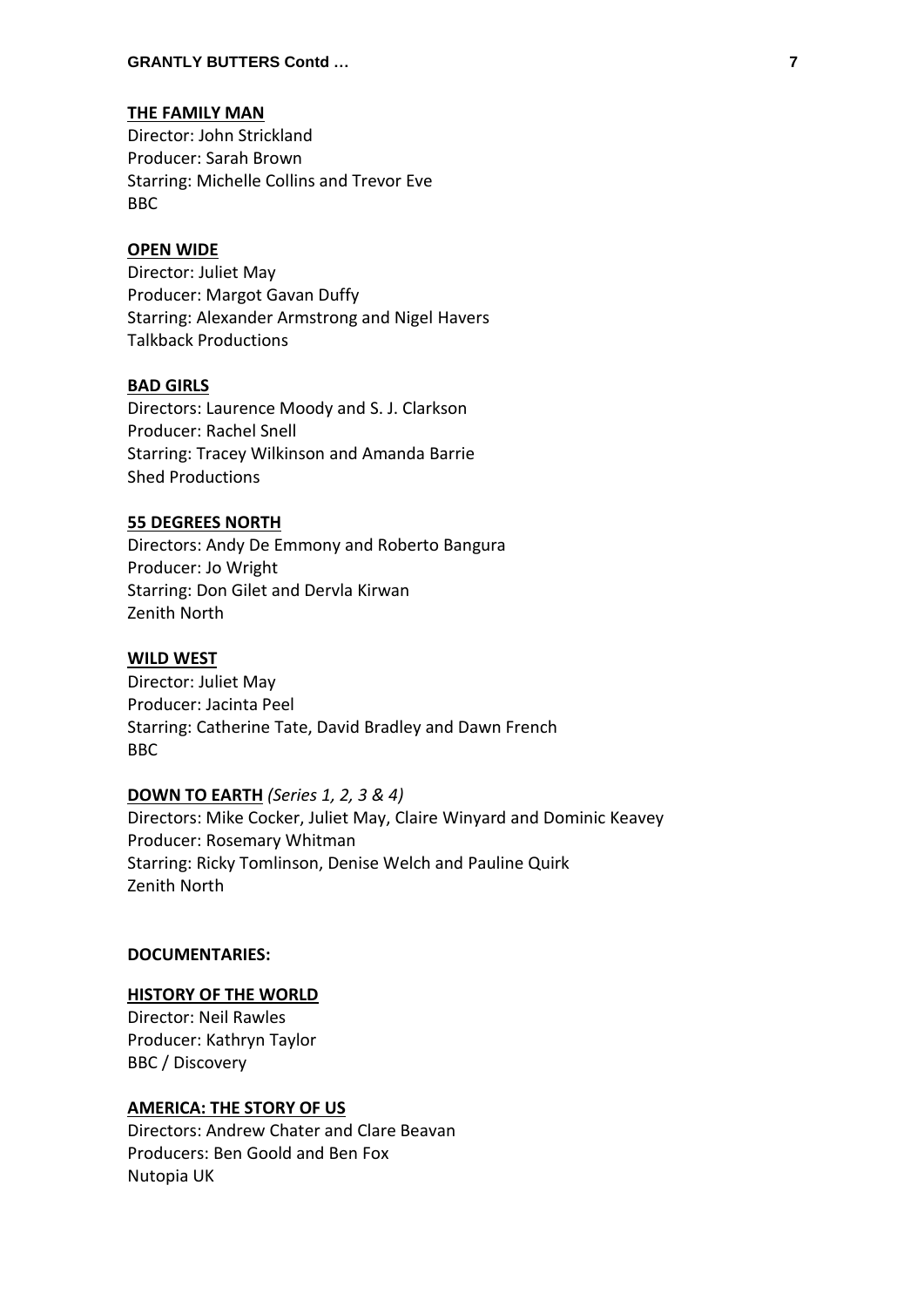**THE FAMILY MAN**
Director: John Strickland
Producer: Sarah Brown
Starring: Michelle Collins and Trevor Eve
BBC

**OPEN WIDE**
Director: Juliet May
Producer: Margot Gavan Duffy
Starring: Alexander Armstrong and Nigel Havers
Talkback Productions

**BAD GIRLS**
Directors: Laurence Moody and S. J. Clarkson
Producer: Rachel Snell
Starring: Tracey Wilkinson and Amanda Barrie
Shed Productions

**55 DEGREES NORTH**
Directors: Andy De Emmony and Roberto Bangura
Producer: Jo Wright
Starring: Don Gilet and Dervla Kirwan
Zenith North

**WILD WEST**
Director: Juliet May
Producer: Jacinta Peel
Starring: Catherine Tate, David Bradley and Dawn French
BBC

**DOWN TO EARTH** *(Series 1, 2, 3 & 4)*
Directors: Mike Cocker, Juliet May, Claire Winyard and Dominic Keavey
Producer: Rosemary Whitman
Starring: Ricky Tomlinson, Denise Welch and Pauline Quirk
Zenith North

**DOCUMENTARIES:**

**HISTORY OF THE WORLD**
Director: Neil Rawles
Producer: Kathryn Taylor
BBC / Discovery

**AMERICA: THE STORY OF US**
Directors: Andrew Chater and Clare Beavan
Producers: Ben Goold and Ben Fox
Nutopia UK